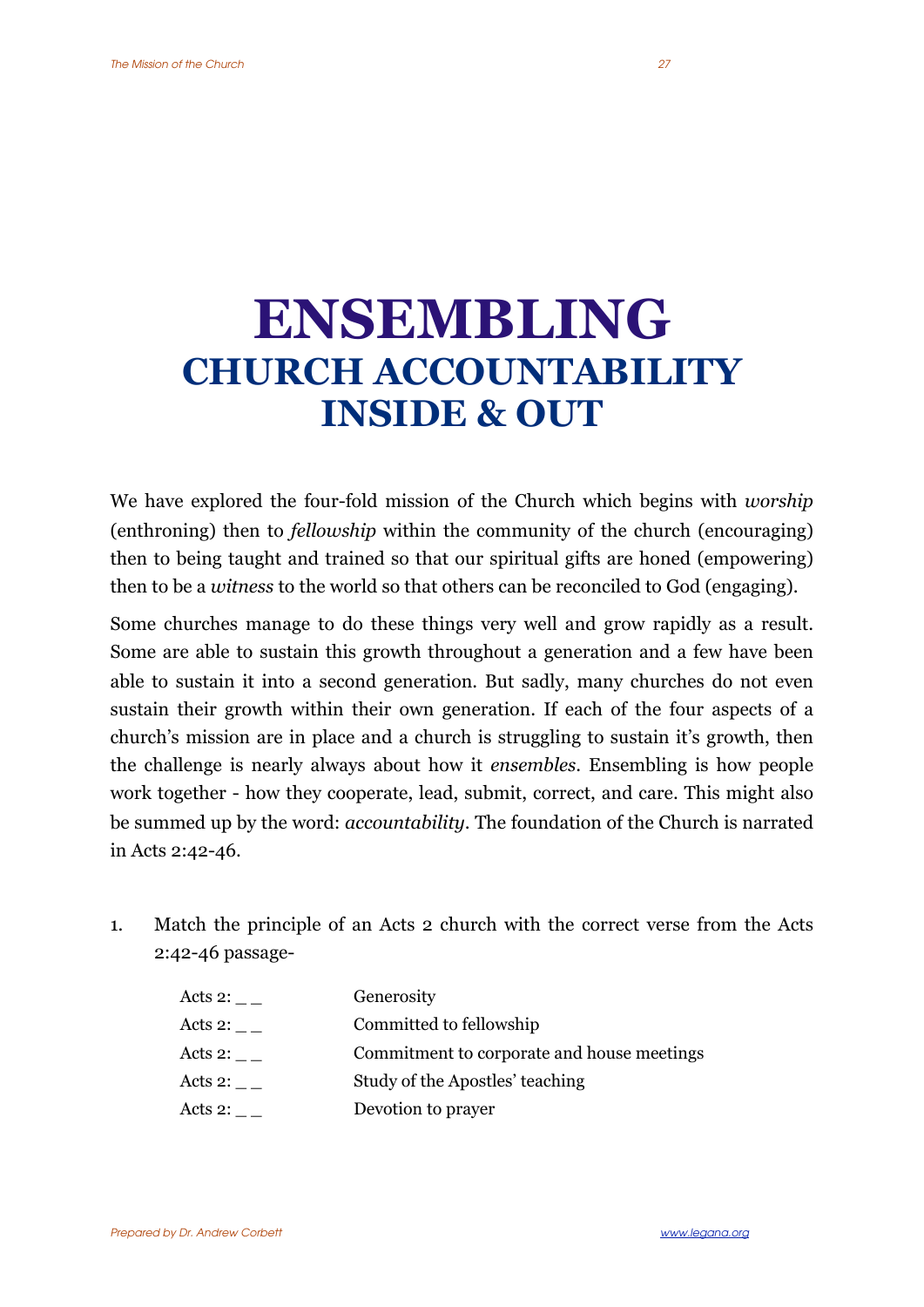# ENSEMBLING
## CHURCH ACCOUNTABILITY INSIDE & OUT

We have explored the four-fold mission of the Church which begins with *worship* (enthroning) then to *fellowship* within the community of the church (encouraging) then to being taught and trained so that our spiritual gifts are honed (empowering) then to be a *witness* to the world so that others can be reconciled to God (engaging).

Some churches manage to do these things very well and grow rapidly as a result. Some are able to sustain this growth throughout a generation and a few have been able to sustain it into a second generation. But sadly, many churches do not even sustain their growth within their own generation. If each of the four aspects of a church's mission are in place and a church is struggling to sustain it's growth, then the challenge is nearly always about how it *ensembles*. Ensembling is how people work together - how they cooperate, lead, submit, correct, and care. This might also be summed up by the word: *accountability*. The foundation of the Church is narrated in Acts 2:42-46.

1. Match the principle of an Acts 2 church with the correct verse from the Acts 2:42-46 passage-

| | |
|---|---|
| Acts 2: _ _ | Generosity |
| Acts 2: _ _ | Committed to fellowship |
| Acts 2: _ _ | Commitment to corporate and house meetings |
| Acts 2: _ _ | Study of the Apostles' teaching |
| Acts 2: _ _ | Devotion to prayer |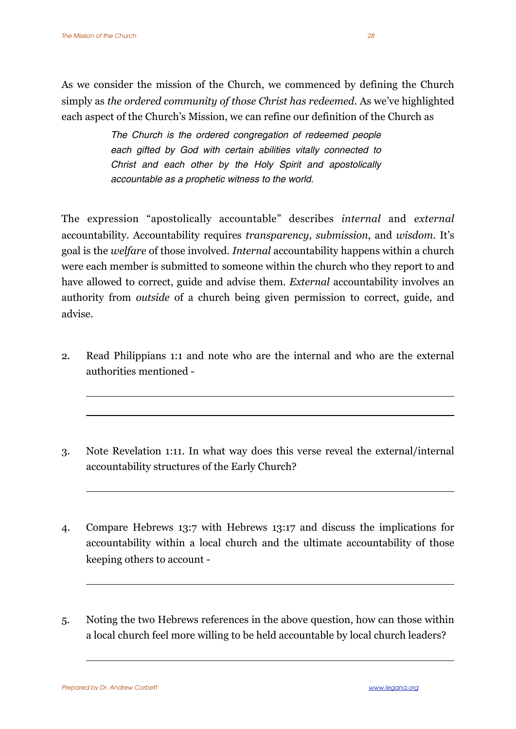As we consider the mission of the Church, we commenced by defining the Church simply as *the ordered community of those Christ has redeemed*. As we've highlighted each aspect of the Church's Mission, we can refine our definition of the Church as

> *The Church is the ordered congregation of redeemed people each gifted by God with certain abilities vitally connected to Christ and each other by the Holy Spirit and apostolically accountable as a prophetic witness to the world.*

The expression "apostolically accountable" describes *internal* and *external* accountability. Accountability requires *transparency*, *submission*, and *wisdom*. It's goal is the *welfare* of those involved. *Internal* accountability happens within a church were each member is submitted to someone within the church who they report to and have allowed to correct, guide and advise them. *External* accountability involves an authority from *outside* of a church being given permission to correct, guide, and advise.

2. Read Philippians 1:1 and note who are the internal and who are the external authorities mentioned -

3. Note Revelation 1:11. In what way does this verse reveal the external/internal accountability structures of the Early Church?

4. Compare Hebrews 13:7 with Hebrews 13:17 and discuss the implications for accountability within a local church and the ultimate accountability of those keeping others to account -

5. Noting the two Hebrews references in the above question, how can those within a local church feel more willing to be held accountable by local church leaders?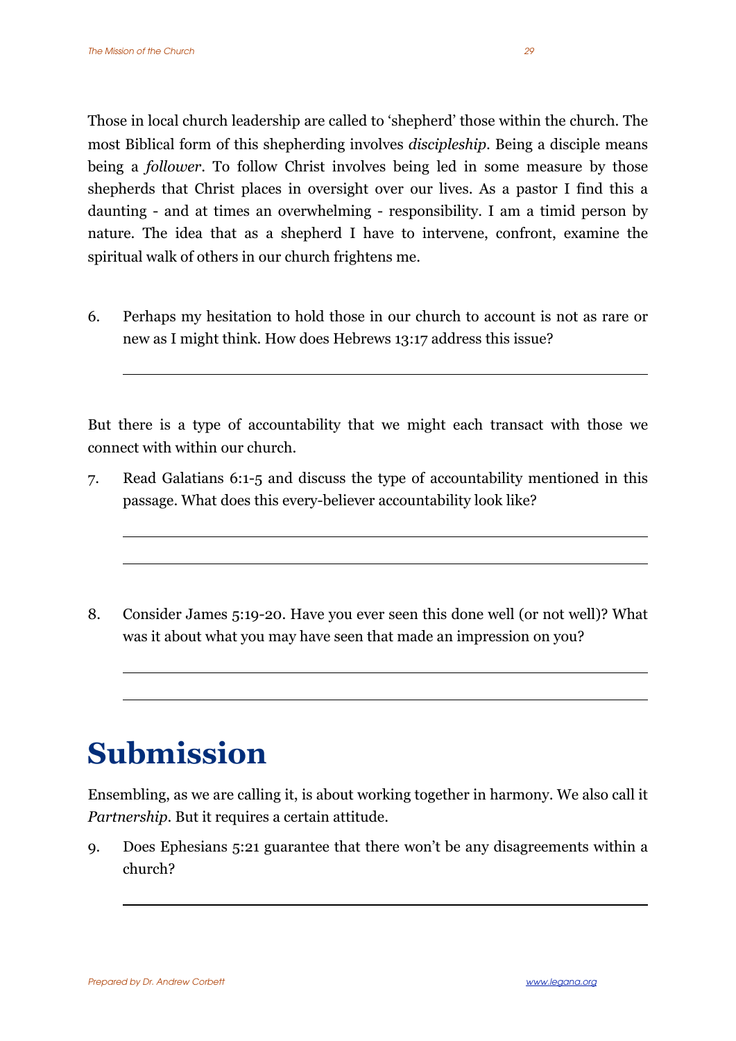Those in local church leadership are called to 'shepherd' those within the church. The most Biblical form of this shepherding involves *discipleship*. Being a disciple means being a *follower*. To follow Christ involves being led in some measure by those shepherds that Christ places in oversight over our lives. As a pastor I find this a daunting - and at times an overwhelming - responsibility. I am a timid person by nature. The idea that as a shepherd I have to intervene, confront, examine the spiritual walk of others in our church frightens me.

6. Perhaps my hesitation to hold those in our church to account is not as rare or new as I might think. How does Hebrews 13:17 address this issue?

   ______________________________________________

But there is a type of accountability that we might each transact with those we connect with within our church.

7. Read Galatians 6:1-5 and discuss the type of accountability mentioned in this passage. What does this every-believer accountability look like?

   ______________________________________________

   ______________________________________________

8. Consider James 5:19-20. Have you ever seen this done well (or not well)? What was it about what you may have seen that made an impression on you?

   ______________________________________________

   ______________________________________________

# Submission

Ensembling, as we are calling it, is about working together in harmony. We also call it *Partnership*. But it requires a certain attitude.

9. Does Ephesians 5:21 guarantee that there won't be any disagreements within a church?

   ______________________________________________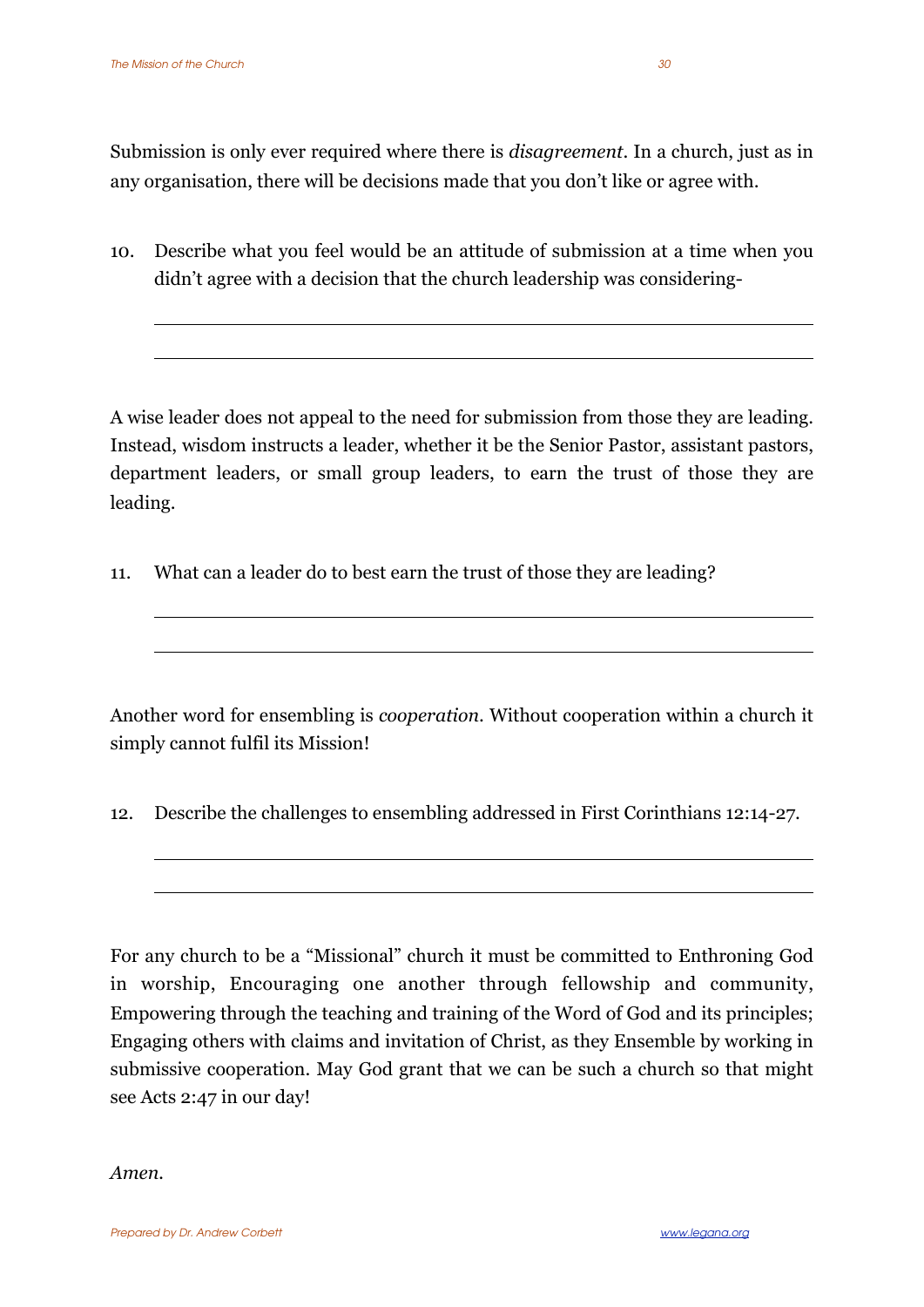Submission is only ever required where there is *disagreement*. In a church, just as in any organisation, there will be decisions made that you don't like or agree with.

10. Describe what you feel would be an attitude of submission at a time when you didn't agree with a decision that the church leadership was considering-

\_\_\_\_\_\_\_\_\_\_\_\_\_\_\_\_\_\_\_\_\_\_\_\_\_\_\_\_\_\_\_\_\_\_\_\_\_\_\_\_\_\_\_\_\_\_\_\_\_\_\_\_\_\_\_\_

\_\_\_\_\_\_\_\_\_\_\_\_\_\_\_\_\_\_\_\_\_\_\_\_\_\_\_\_\_\_\_\_\_\_\_\_\_\_\_\_\_\_\_\_\_\_\_\_\_\_\_\_\_\_\_\_

A wise leader does not appeal to the need for submission from those they are leading. Instead, wisdom instructs a leader, whether it be the Senior Pastor, assistant pastors, department leaders, or small group leaders, to earn the trust of those they are leading.

11. What can a leader do to best earn the trust of those they are leading?

\_\_\_\_\_\_\_\_\_\_\_\_\_\_\_\_\_\_\_\_\_\_\_\_\_\_\_\_\_\_\_\_\_\_\_\_\_\_\_\_\_\_\_\_\_\_\_\_\_\_\_\_\_\_\_\_

\_\_\_\_\_\_\_\_\_\_\_\_\_\_\_\_\_\_\_\_\_\_\_\_\_\_\_\_\_\_\_\_\_\_\_\_\_\_\_\_\_\_\_\_\_\_\_\_\_\_\_\_\_\_\_\_

Another word for ensembling is *cooperation*. Without cooperation within a church it simply cannot fulfil its Mission!

12. Describe the challenges to ensembling addressed in First Corinthians 12:14-27.

\_\_\_\_\_\_\_\_\_\_\_\_\_\_\_\_\_\_\_\_\_\_\_\_\_\_\_\_\_\_\_\_\_\_\_\_\_\_\_\_\_\_\_\_\_\_\_\_\_\_\_\_\_\_\_\_

\_\_\_\_\_\_\_\_\_\_\_\_\_\_\_\_\_\_\_\_\_\_\_\_\_\_\_\_\_\_\_\_\_\_\_\_\_\_\_\_\_\_\_\_\_\_\_\_\_\_\_\_\_\_\_\_

For any church to be a "Missional" church it must be committed to Enthroning God in worship, Encouraging one another through fellowship and community, Empowering through the teaching and training of the Word of God and its principles; Engaging others with claims and invitation of Christ, as they Ensemble by working in submissive cooperation. May God grant that we can be such a church so that might see Acts 2:47 in our day!

*Amen.*